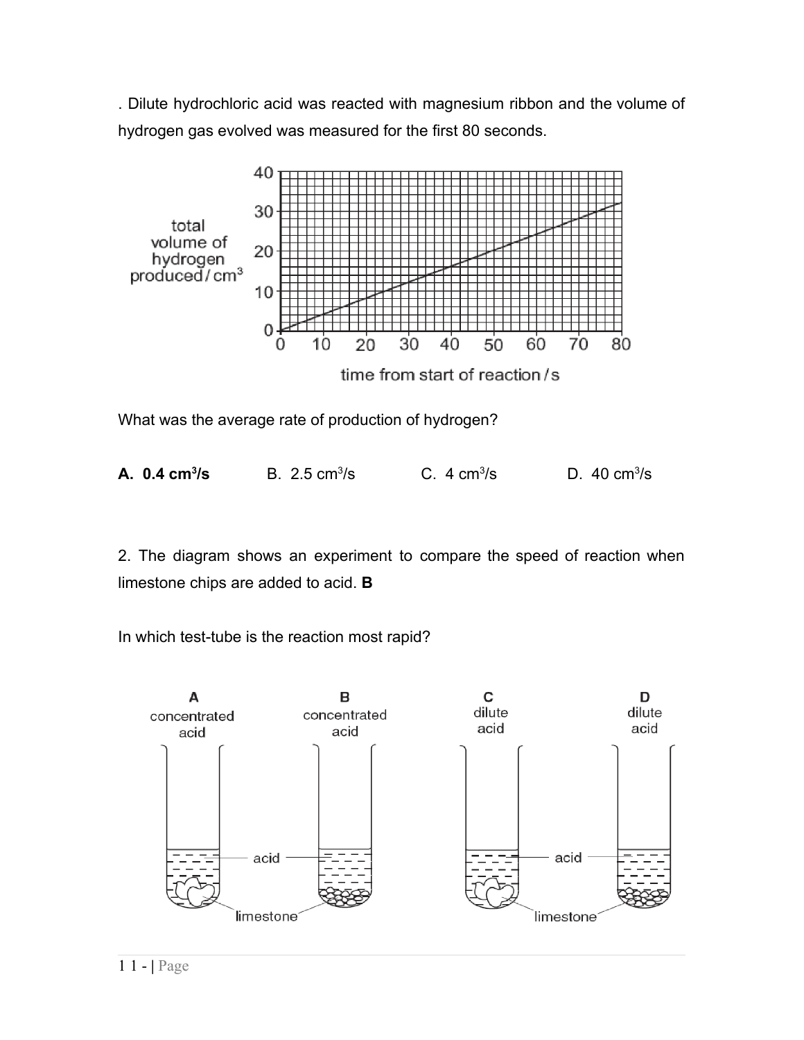. Dilute hydrochloric acid was reacted with magnesium ribbon and the volume of hydrogen gas evolved was measured for the first 80 seconds.

What was the average rate of production of hydrogen?

**A. 0.4 $cm^3/s$** B. 2.5 $cm^3/s$ C. 4 $cm^3/s$ D. 40 $cm^3/s$

2. The diagram shows an experiment to compare the speed of reaction when limestone chips are added to acid. **B**

In which test-tube is the reaction most rapid?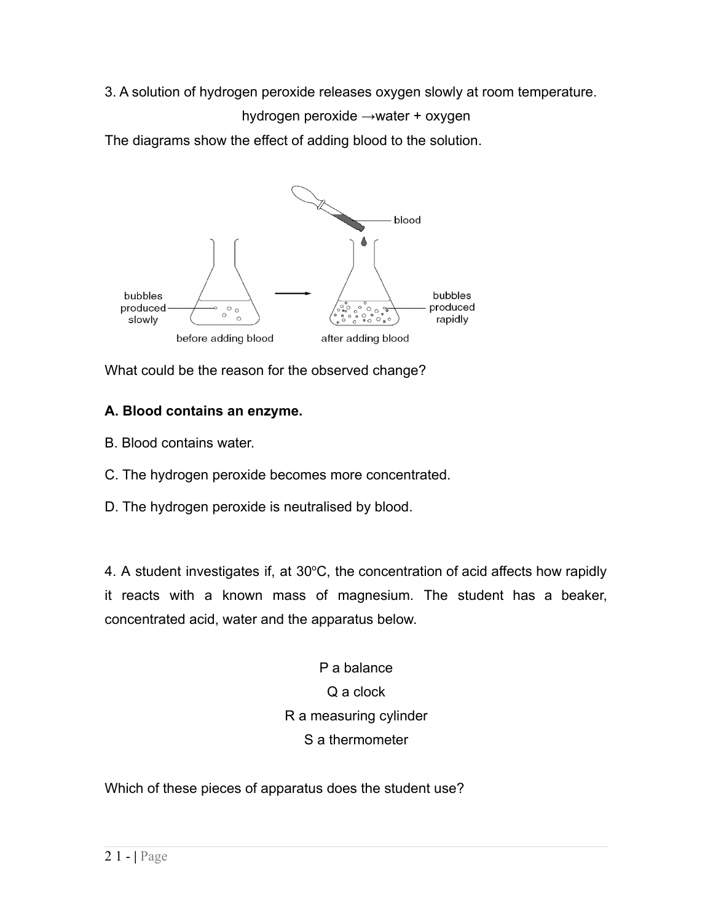3. A solution of hydrogen peroxide releases oxygen slowly at room temperature.

hydrogen peroxide →water + oxygen

The diagrams show the effect of adding blood to the solution.

What could be the reason for the observed change?

**A. Blood contains an enzyme.**

B. Blood contains water.

C. The hydrogen peroxide becomes more concentrated.

D. The hydrogen peroxide is neutralised by blood.

4. A student investigates if, at 30°C, the concentration of acid affects how rapidly it reacts with a known mass of magnesium. The student has a beaker, concentrated acid, water and the apparatus below.

P a balance

Q a clock

R a measuring cylinder

S a thermometer

Which of these pieces of apparatus does the student use?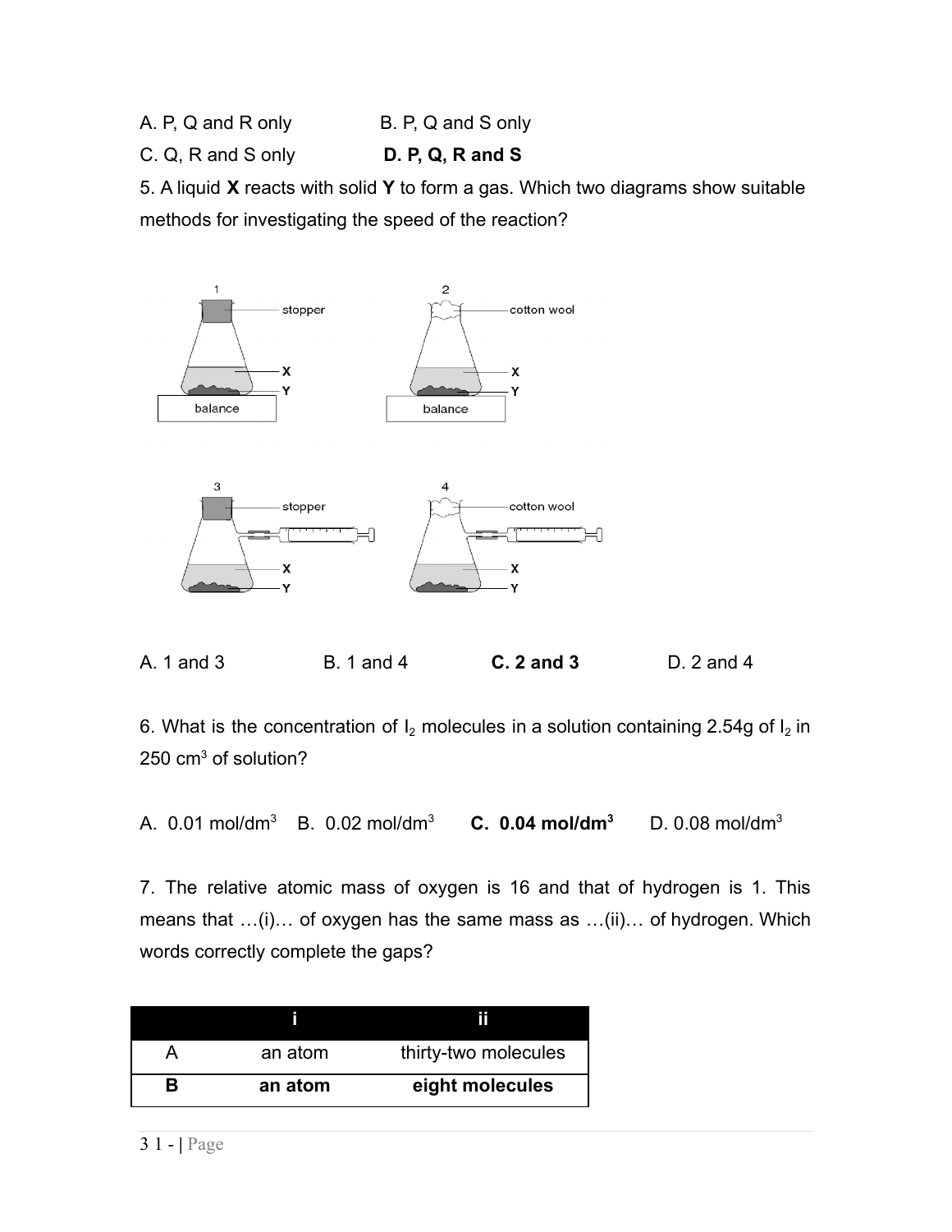A. P, Q and R only B. P, Q and S only

C. Q, R and S only **D. P, Q, R and S**

5. A liquid **X** reacts with solid **Y** to form a gas. Which two diagrams show suitable methods for investigating the speed of the reaction?

A. 1 and 3 B. 1 and 4 **C. 2 and 3** D. 2 and 4

6. What is the concentration of $I_2$ molecules in a solution containing 2.54g of $I_2$ in 250 $cm^3$ of solution?

A. 0.01 $mol/dm^3$ B. 0.02 $mol/dm^3$ **C. 0.04 $mol/dm^3$** D. 0.08 $mol/dm^3$

7. The relative atomic mass of oxygen is 16 and that of hydrogen is 1. This means that …(i)… of oxygen has the same mass as …(ii)… of hydrogen. Which words correctly complete the gaps?

| | i | ii |
|---|---|---|
| A | an atom | thirty-two molecules |
| **B** | **an atom** | **eight molecules** |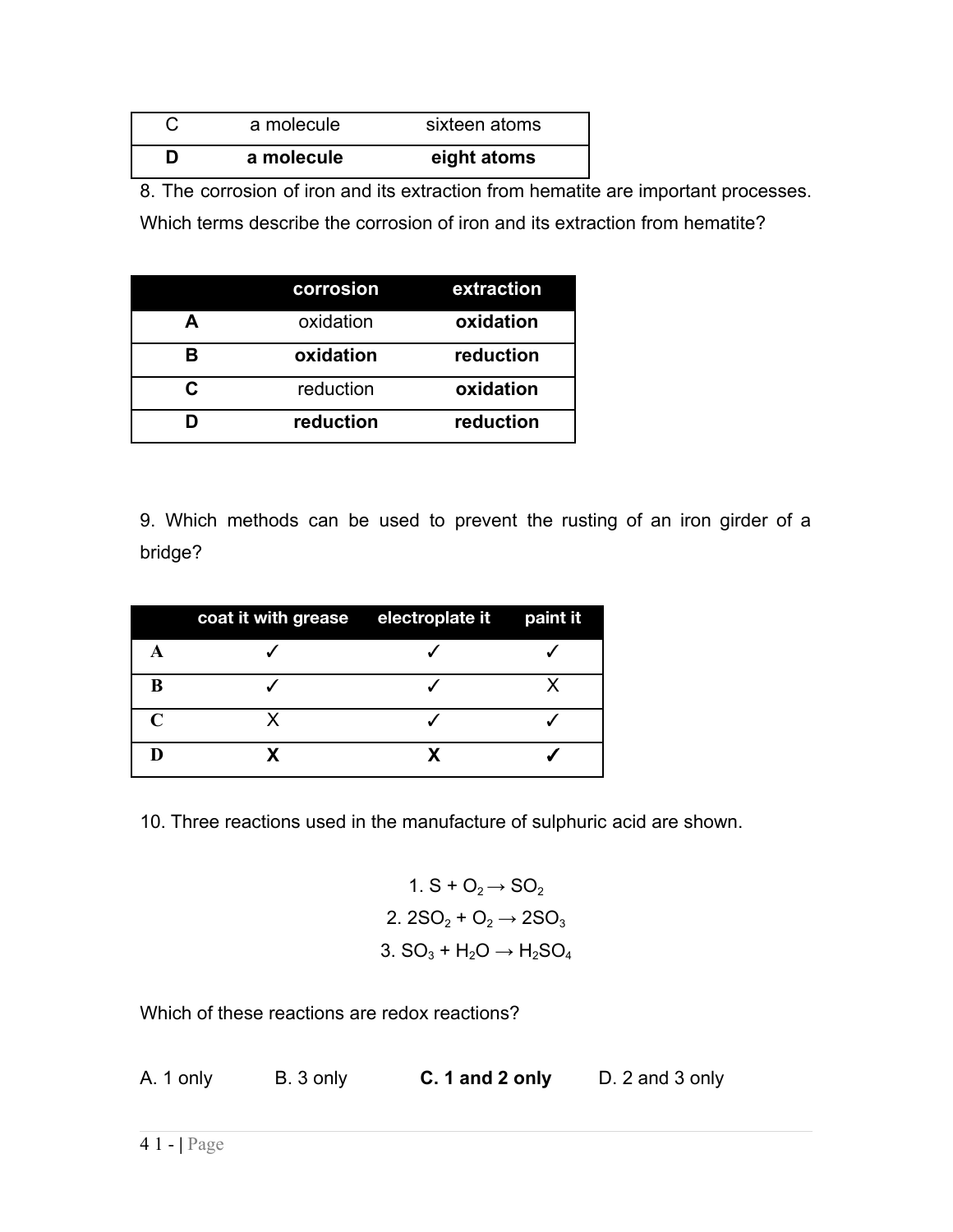| C | a molecule | sixteen atoms |
|---|---|---|
| **D** | **a molecule** | **eight atoms** |

8. The corrosion of iron and its extraction from hematite are important processes.

Which terms describe the corrosion of iron and its extraction from hematite?

| | corrosion | extraction |
|---|---|---|
| **A** | oxidation | **oxidation** |
| **B** | **oxidation** | **reduction** |
| **C** | reduction | **oxidation** |
| **D** | **reduction** | **reduction** |

9. Which methods can be used to prevent the rusting of an iron girder of a bridge?

| | coat it with grease | electroplate it | paint it |
|---|---|---|---|
| **A** | ✓ | ✓ | ✓ |
| **B** | ✓ | ✓ | X |
| **C** | X | ✓ | ✓ |
| **D** | **X** | **X** | **✓** |

10. Three reactions used in the manufacture of sulphuric acid are shown.

$$1.\ S + O_2 \rightarrow SO_2$$
$$2.\ 2SO_2 + O_2 \rightarrow 2SO_3$$
$$3.\ SO_3 + H_2O \rightarrow H_2SO_4$$

Which of these reactions are redox reactions?

A. 1 only B. 3 only **C. 1 and 2 only** D. 2 and 3 only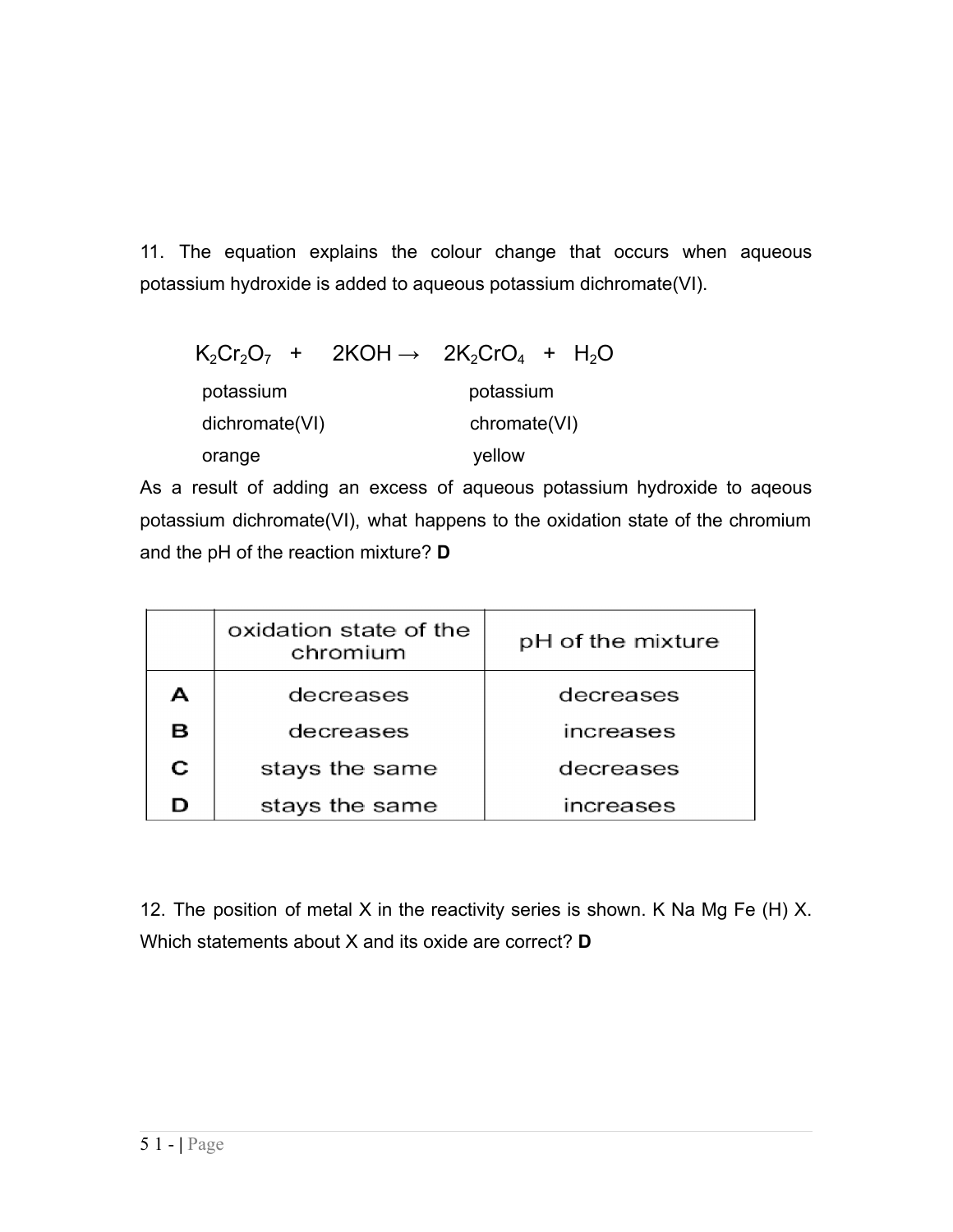11. The equation explains the colour change that occurs when aqueous potassium hydroxide is added to aqueous potassium dichromate(VI).

$$K_2Cr_2O_7 + 2KOH \rightarrow 2K_2CrO_4 + H_2O$$

| | | |
|---|---|---|
| potassium dichromate(VI) | | potassium chromate(VI) |
| orange | | yellow |

As a result of adding an excess of aqueous potassium hydroxide to aqeous potassium dichromate(VI), what happens to the oxidation state of the chromium and the pH of the reaction mixture? **D**

| | oxidation state of the chromium | pH of the mixture |
|---|---|---|
| **A** | decreases | decreases |
| **B** | decreases | increases |
| **C** | stays the same | decreases |
| **D** | stays the same | increases |

12. The position of metal X in the reactivity series is shown. K Na Mg Fe (H) X. Which statements about X and its oxide are correct? **D**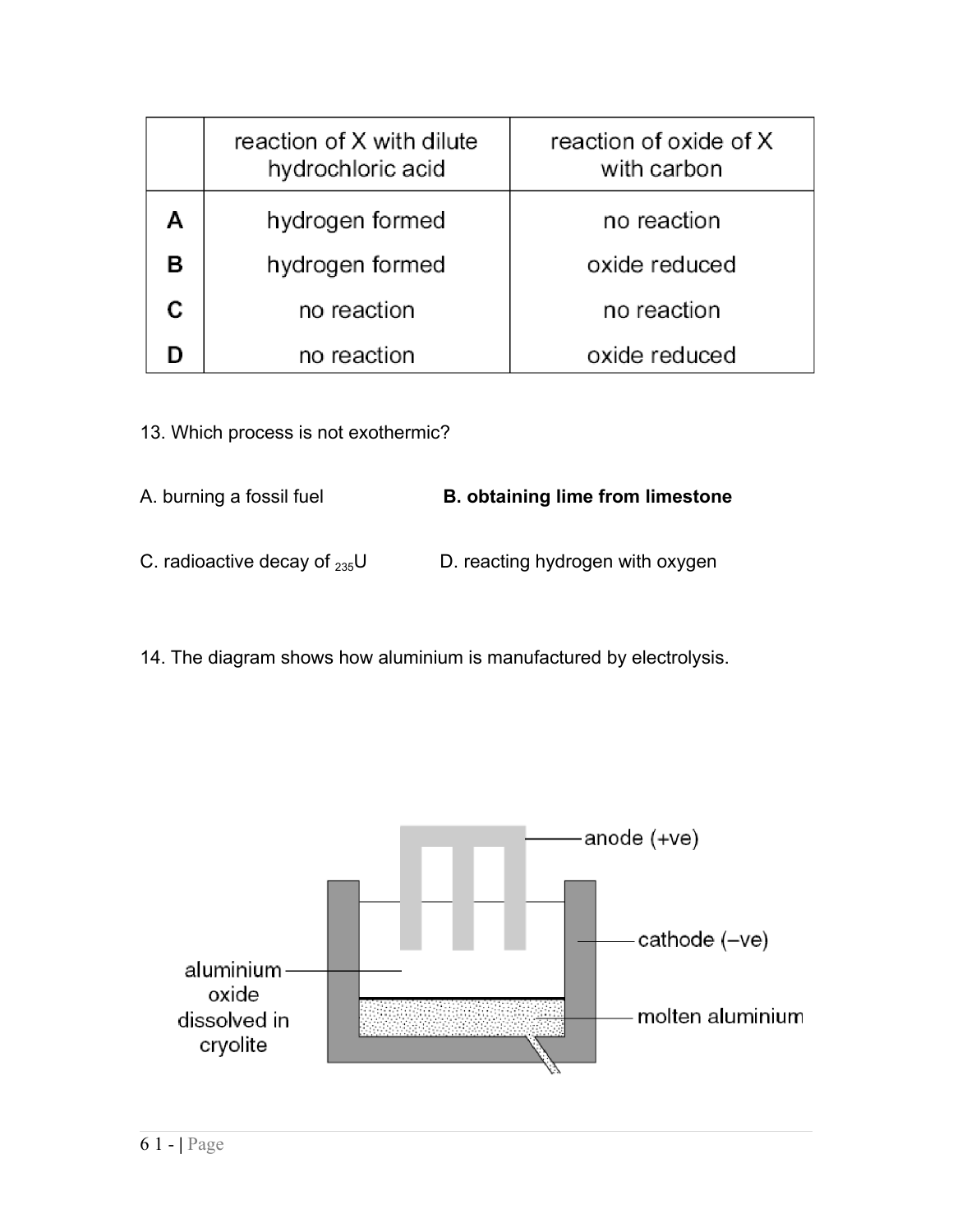|   | reaction of X with dilute hydrochloric acid | reaction of oxide of X with carbon |
|---|---|---|
| **A** | hydrogen formed | no reaction |
| **B** | hydrogen formed | oxide reduced |
| **C** | no reaction | no reaction |
| **D** | no reaction | oxide reduced |

13. Which process is not exothermic?

A. burning a fossil fuel **B. obtaining lime from limestone**

C. radioactive decay of $_{235}U$ D. reacting hydrogen with oxygen

14. The diagram shows how aluminium is manufactured by electrolysis.

anode (+ve)

aluminium oxide dissolved in cryolite

cathode (–ve)

molten aluminium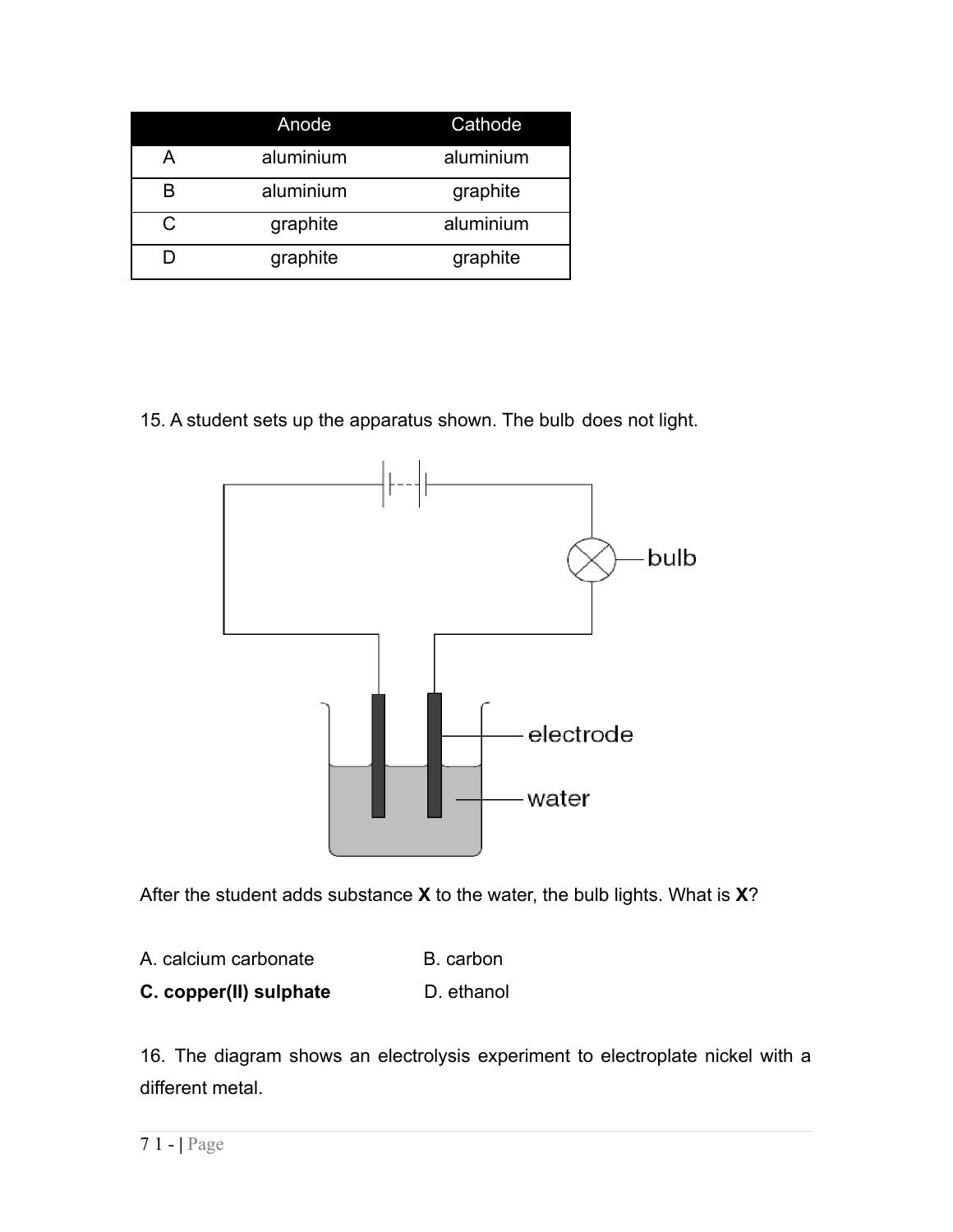| | Anode | Cathode |
|---|---|---|
| A | aluminium | aluminium |
| B | aluminium | graphite |
| C | graphite | aluminium |
| D | graphite | graphite |

15. A student sets up the apparatus shown. The bulb does not light.

After the student adds substance **X** to the water, the bulb lights. What is **X**?

A. calcium carbonate B. carbon

**C. copper(II) sulphate** D. ethanol

16. The diagram shows an electrolysis experiment to electroplate nickel with a different metal.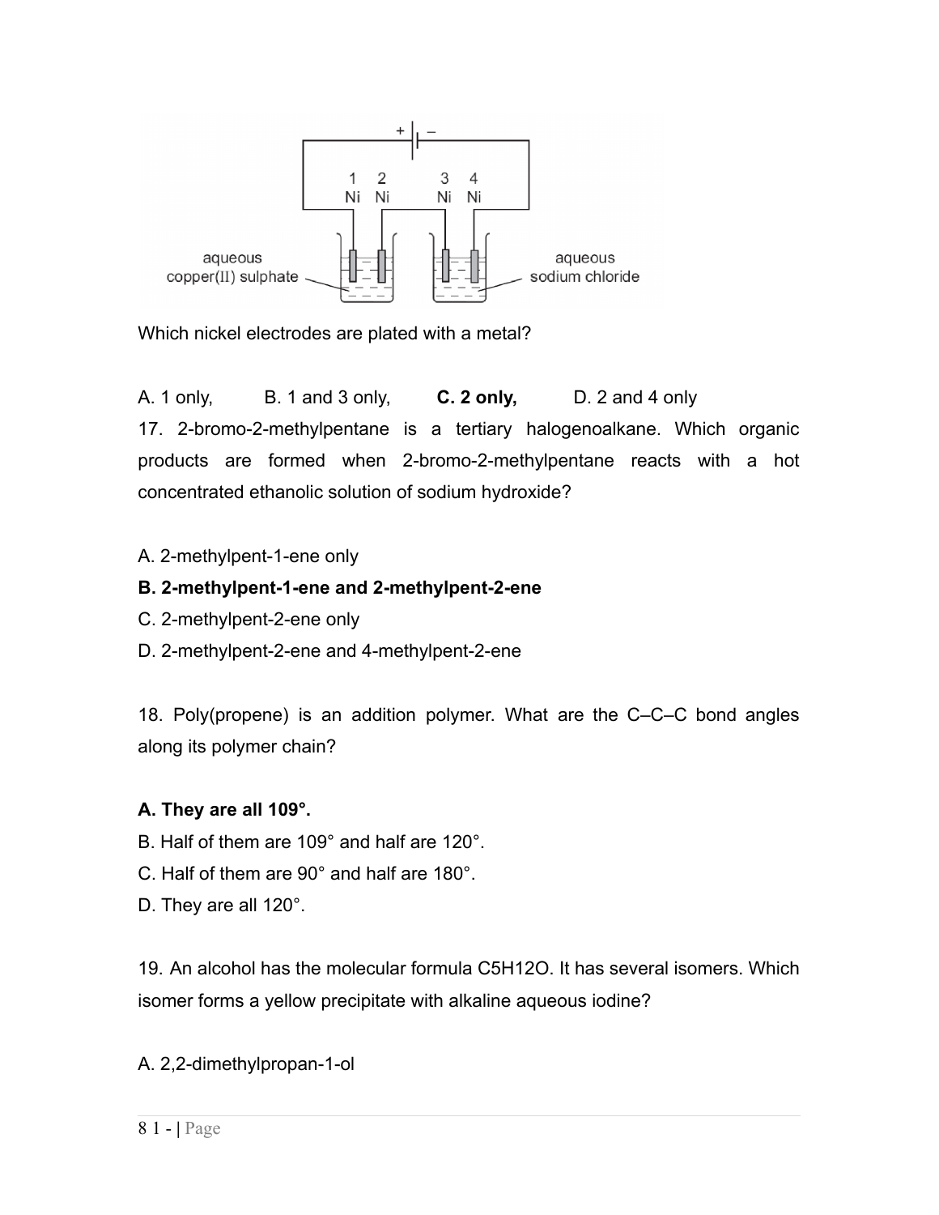Which nickel electrodes are plated with a metal?

A. 1 only, B. 1 and 3 only, **C. 2 only,** D. 2 and 4 only

17. 2-bromo-2-methylpentane is a tertiary halogenoalkane. Which organic products are formed when 2-bromo-2-methylpentane reacts with a hot concentrated ethanolic solution of sodium hydroxide?

A. 2-methylpent-1-ene only

**B. 2-methylpent-1-ene and 2-methylpent-2-ene**

C. 2-methylpent-2-ene only

D. 2-methylpent-2-ene and 4-methylpent-2-ene

18. Poly(propene) is an addition polymer. What are the C–C–C bond angles along its polymer chain?

**A. They are all 109°.**

B. Half of them are 109° and half are 120°.

C. Half of them are 90° and half are 180°.

D. They are all 120°.

19. An alcohol has the molecular formula $C_5H_{12}O$. It has several isomers. Which isomer forms a yellow precipitate with alkaline aqueous iodine?

A. 2,2-dimethylpropan-1-ol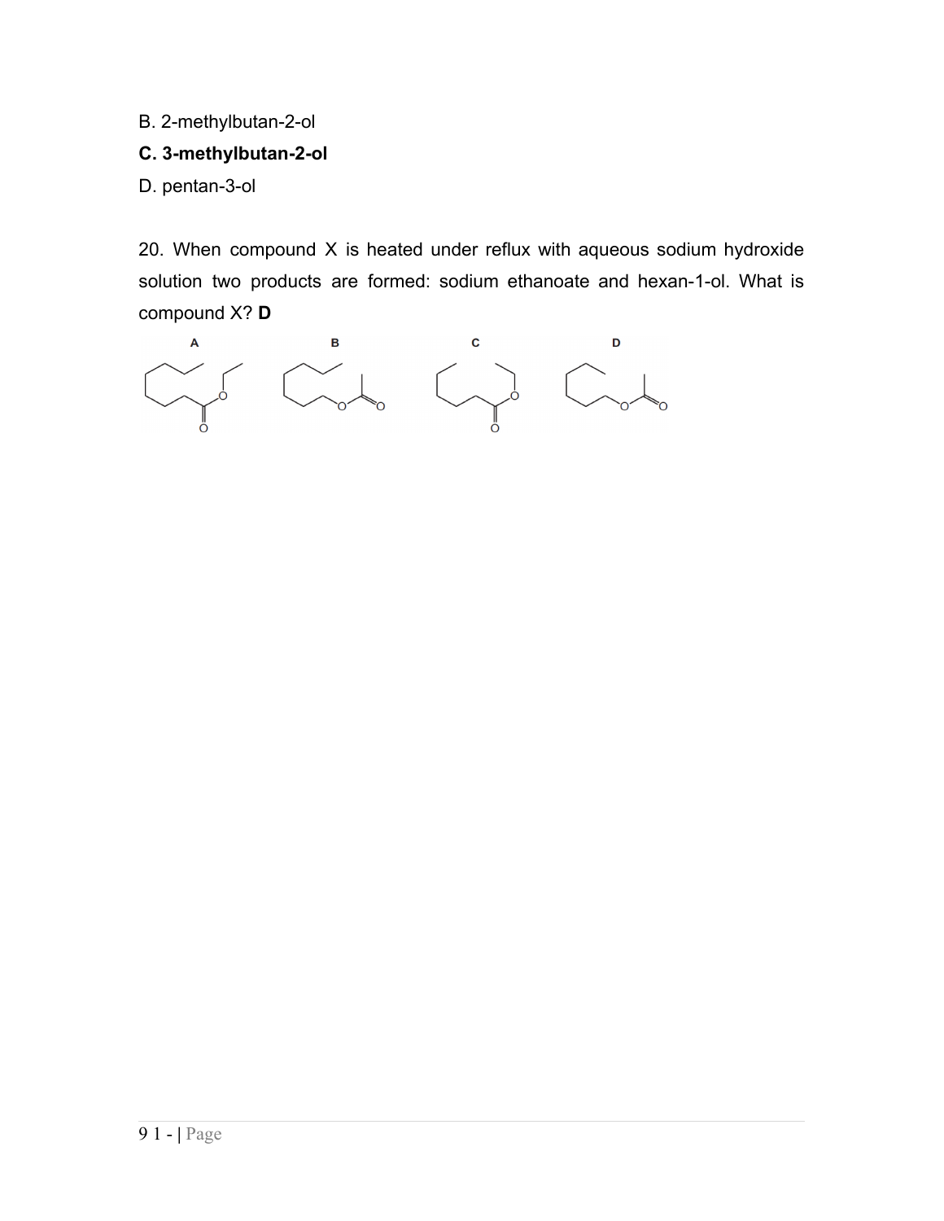B. 2-methylbutan-2-ol

**C. 3-methylbutan-2-ol**

D. pentan-3-ol

20. When compound X is heated under reflux with aqueous sodium hydroxide solution two products are formed: sodium ethanoate and hexan-1-ol. What is compound X? **D**

A

B

C

D